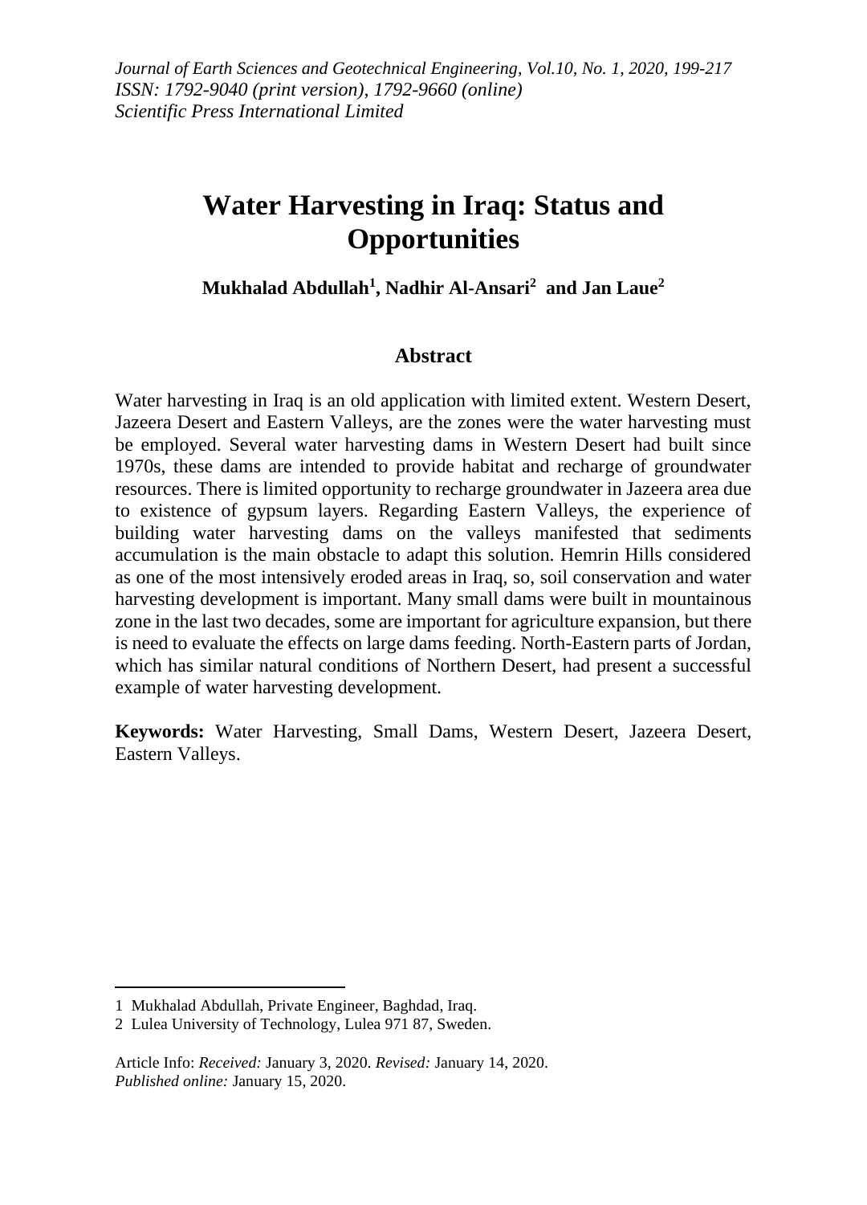# Water Harvesting in Iraq: Status and Opportunities

**Mukhalad Abdullah[1], Nadhir Al-Ansari[2] and Jan Laue[2]**

## Abstract

Water harvesting in Iraq is an old application with limited extent. Western Desert, Jazeera Desert and Eastern Valleys, are the zones were the water harvesting must be employed. Several water harvesting dams in Western Desert had built since 1970s, these dams are intended to provide habitat and recharge of groundwater resources. There is limited opportunity to recharge groundwater in Jazeera area due to existence of gypsum layers. Regarding Eastern Valleys, the experience of building water harvesting dams on the valleys manifested that sediments accumulation is the main obstacle to adapt this solution. Hemrin Hills considered as one of the most intensively eroded areas in Iraq, so, soil conservation and water harvesting development is important. Many small dams were built in mountainous zone in the last two decades, some are important for agriculture expansion, but there is need to evaluate the effects on large dams feeding. North-Eastern parts of Jordan, which has similar natural conditions of Northern Desert, had present a successful example of water harvesting development.

**Keywords:** Water Harvesting, Small Dams, Western Desert, Jazeera Desert, Eastern Valleys.

---

1 Mukhalad Abdullah, Private Engineer, Baghdad, Iraq.

2 Lulea University of Technology, Lulea 971 87, Sweden.

Article Info: *Received:* January 3, 2020. *Revised:* January 14, 2020.
*Published online:* January 15, 2020.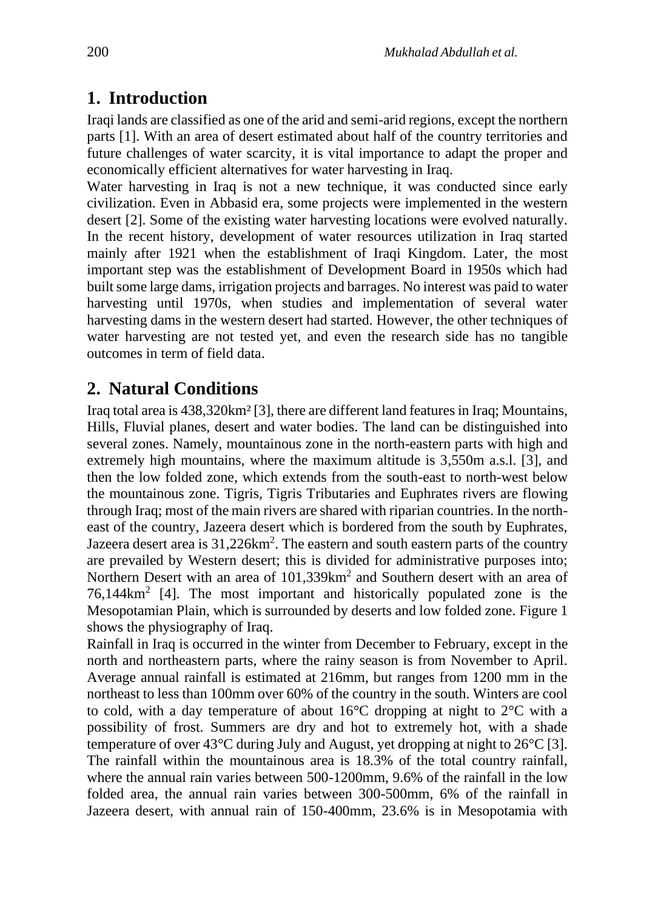## 1. Introduction

Iraqi lands are classified as one of the arid and semi-arid regions, except the northern parts [1]. With an area of desert estimated about half of the country territories and future challenges of water scarcity, it is vital importance to adapt the proper and economically efficient alternatives for water harvesting in Iraq.

Water harvesting in Iraq is not a new technique, it was conducted since early civilization. Even in Abbasid era, some projects were implemented in the western desert [2]. Some of the existing water harvesting locations were evolved naturally. In the recent history, development of water resources utilization in Iraq started mainly after 1921 when the establishment of Iraqi Kingdom. Later, the most important step was the establishment of Development Board in 1950s which had built some large dams, irrigation projects and barrages. No interest was paid to water harvesting until 1970s, when studies and implementation of several water harvesting dams in the western desert had started. However, the other techniques of water harvesting are not tested yet, and even the research side has no tangible outcomes in term of field data.

## 2. Natural Conditions

Iraq total area is 438,320km² [3], there are different land features in Iraq; Mountains, Hills, Fluvial planes, desert and water bodies. The land can be distinguished into several zones. Namely, mountainous zone in the north-eastern parts with high and extremely high mountains, where the maximum altitude is 3,550m a.s.l. [3], and then the low folded zone, which extends from the south-east to north-west below the mountainous zone. Tigris, Tigris Tributaries and Euphrates rivers are flowing through Iraq; most of the main rivers are shared with riparian countries. In the north-east of the country, Jazeera desert which is bordered from the south by Euphrates, Jazeera desert area is 31,226km$^2$. The eastern and south eastern parts of the country are prevailed by Western desert; this is divided for administrative purposes into; Northern Desert with an area of 101,339km$^2$ and Southern desert with an area of 76,144km$^2$ [4]. The most important and historically populated zone is the Mesopotamian Plain, which is surrounded by deserts and low folded zone. Figure 1 shows the physiography of Iraq.

Rainfall in Iraq is occurred in the winter from December to February, except in the north and northeastern parts, where the rainy season is from November to April. Average annual rainfall is estimated at 216mm, but ranges from 1200 mm in the northeast to less than 100mm over 60% of the country in the south. Winters are cool to cold, with a day temperature of about 16°C dropping at night to 2°C with a possibility of frost. Summers are dry and hot to extremely hot, with a shade temperature of over 43°C during July and August, yet dropping at night to 26°C [3]. The rainfall within the mountainous area is 18.3% of the total country rainfall, where the annual rain varies between 500-1200mm, 9.6% of the rainfall in the low folded area, the annual rain varies between 300-500mm, 6% of the rainfall in Jazeera desert, with annual rain of 150-400mm, 23.6% is in Mesopotamia with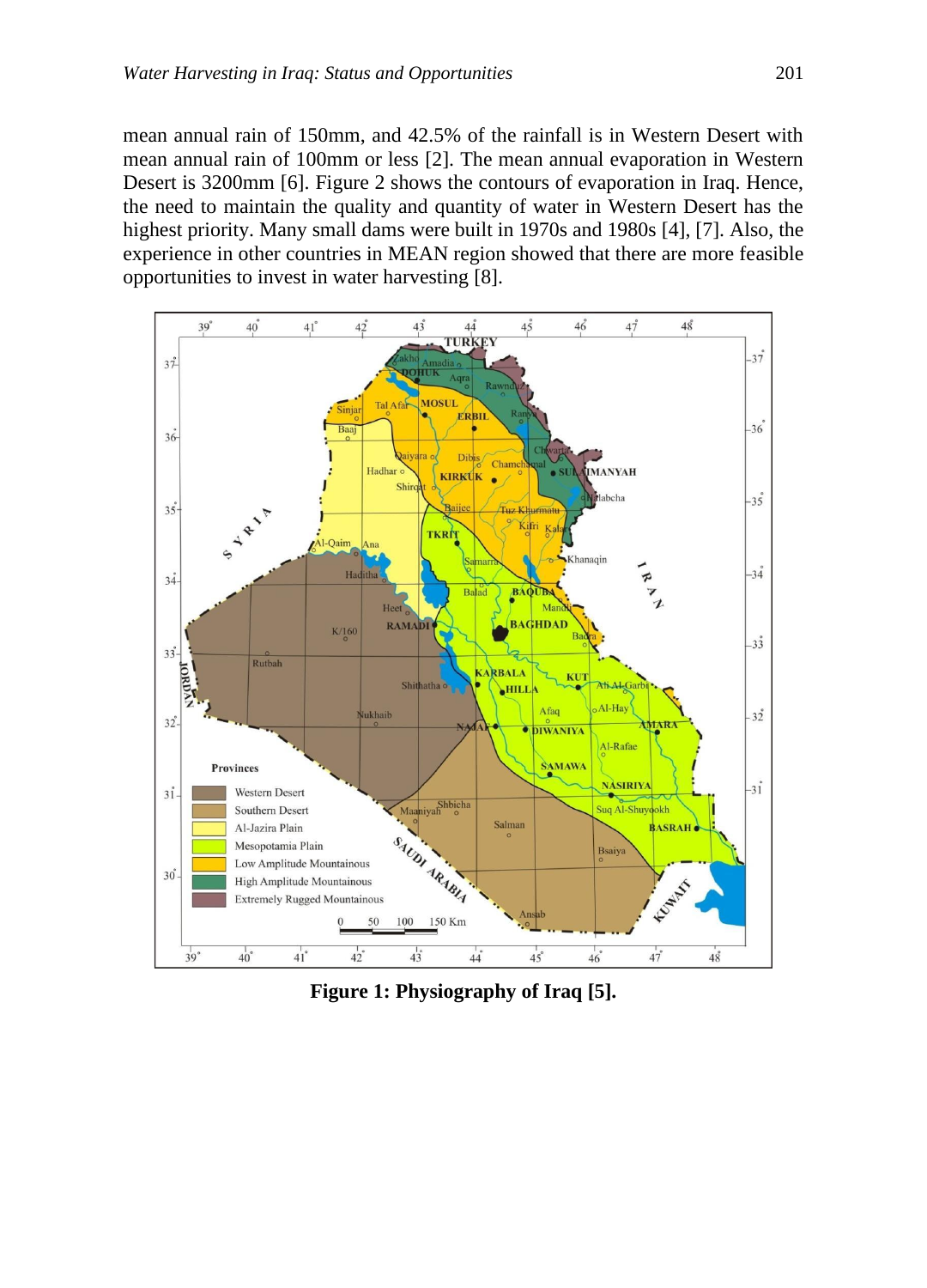mean annual rain of 150mm, and 42.5% of the rainfall is in Western Desert with mean annual rain of 100mm or less [2]. The mean annual evaporation in Western Desert is 3200mm [6]. Figure 2 shows the contours of evaporation in Iraq. Hence, the need to maintain the quality and quantity of water in Western Desert has the highest priority. Many small dams were built in 1970s and 1980s [4], [7]. Also, the experience in other countries in MEAN region showed that there are more feasible opportunities to invest in water harvesting [8].

**Figure 1: Physiography of Iraq [5].**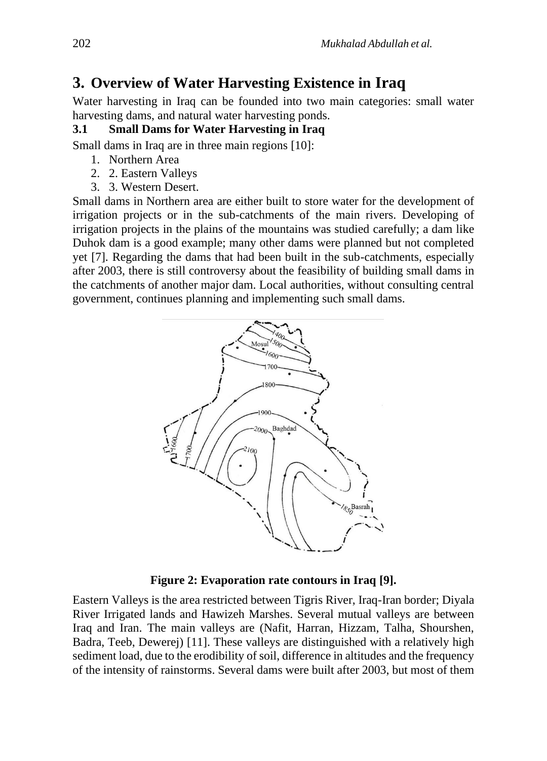## 3. Overview of Water Harvesting Existence in Iraq

Water harvesting in Iraq can be founded into two main categories: small water harvesting dams, and natural water harvesting ponds.

### 3.1 Small Dams for Water Harvesting in Iraq

Small dams in Iraq are in three main regions [10]:

1. Northern Area
2. 2. Eastern Valleys
3. 3. Western Desert.

Small dams in Northern area are either built to store water for the development of irrigation projects or in the sub-catchments of the main rivers. Developing of irrigation projects in the plains of the mountains was studied carefully; a dam like Duhok dam is a good example; many other dams were planned but not completed yet [7]. Regarding the dams that had been built in the sub-catchments, especially after 2003, there is still controversy about the feasibility of building small dams in the catchments of another major dam. Local authorities, without consulting central government, continues planning and implementing such small dams.

**Figure 2: Evaporation rate contours in Iraq [9].**

Eastern Valleys is the area restricted between Tigris River, Iraq-Iran border; Diyala River Irrigated lands and Hawizeh Marshes. Several mutual valleys are between Iraq and Iran. The main valleys are (Nafit, Harran, Hizzam, Talha, Shourshen, Badra, Teeb, Dewerej) [11]. These valleys are distinguished with a relatively high sediment load, due to the erodibility of soil, difference in altitudes and the frequency of the intensity of rainstorms. Several dams were built after 2003, but most of them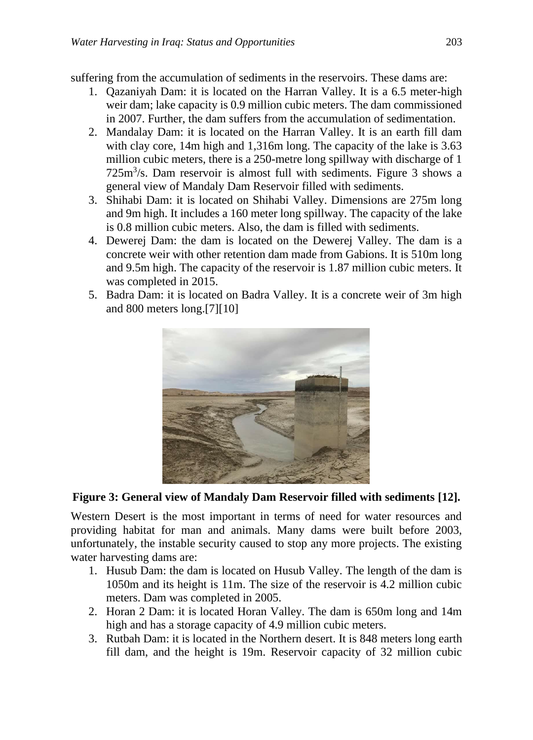suffering from the accumulation of sediments in the reservoirs. These dams are:

1. Qazaniyah Dam: it is located on the Harran Valley. It is a 6.5 meter-high weir dam; lake capacity is 0.9 million cubic meters. The dam commissioned in 2007. Further, the dam suffers from the accumulation of sedimentation.
2. Mandalay Dam: it is located on the Harran Valley. It is an earth fill dam with clay core, 14m high and 1,316m long. The capacity of the lake is 3.63 million cubic meters, there is a 250-metre long spillway with discharge of 1 725$m^3$/s. Dam reservoir is almost full with sediments. Figure 3 shows a general view of Mandaly Dam Reservoir filled with sediments.
3. Shihabi Dam: it is located on Shihabi Valley. Dimensions are 275m long and 9m high. It includes a 160 meter long spillway. The capacity of the lake is 0.8 million cubic meters. Also, the dam is filled with sediments.
4. Dewerej Dam: the dam is located on the Dewerej Valley. The dam is a concrete weir with other retention dam made from Gabions. It is 510m long and 9.5m high. The capacity of the reservoir is 1.87 million cubic meters. It was completed in 2015.
5. Badra Dam: it is located on Badra Valley. It is a concrete weir of 3m high and 800 meters long.[7][10]

**Figure 3: General view of Mandaly Dam Reservoir filled with sediments [12].**

Western Desert is the most important in terms of need for water resources and providing habitat for man and animals. Many dams were built before 2003, unfortunately, the instable security caused to stop any more projects. The existing water harvesting dams are:

1. Husub Dam: the dam is located on Husub Valley. The length of the dam is 1050m and its height is 11m. The size of the reservoir is 4.2 million cubic meters. Dam was completed in 2005.
2. Horan 2 Dam: it is located Horan Valley. The dam is 650m long and 14m high and has a storage capacity of 4.9 million cubic meters.
3. Rutbah Dam: it is located in the Northern desert. It is 848 meters long earth fill dam, and the height is 19m. Reservoir capacity of 32 million cubic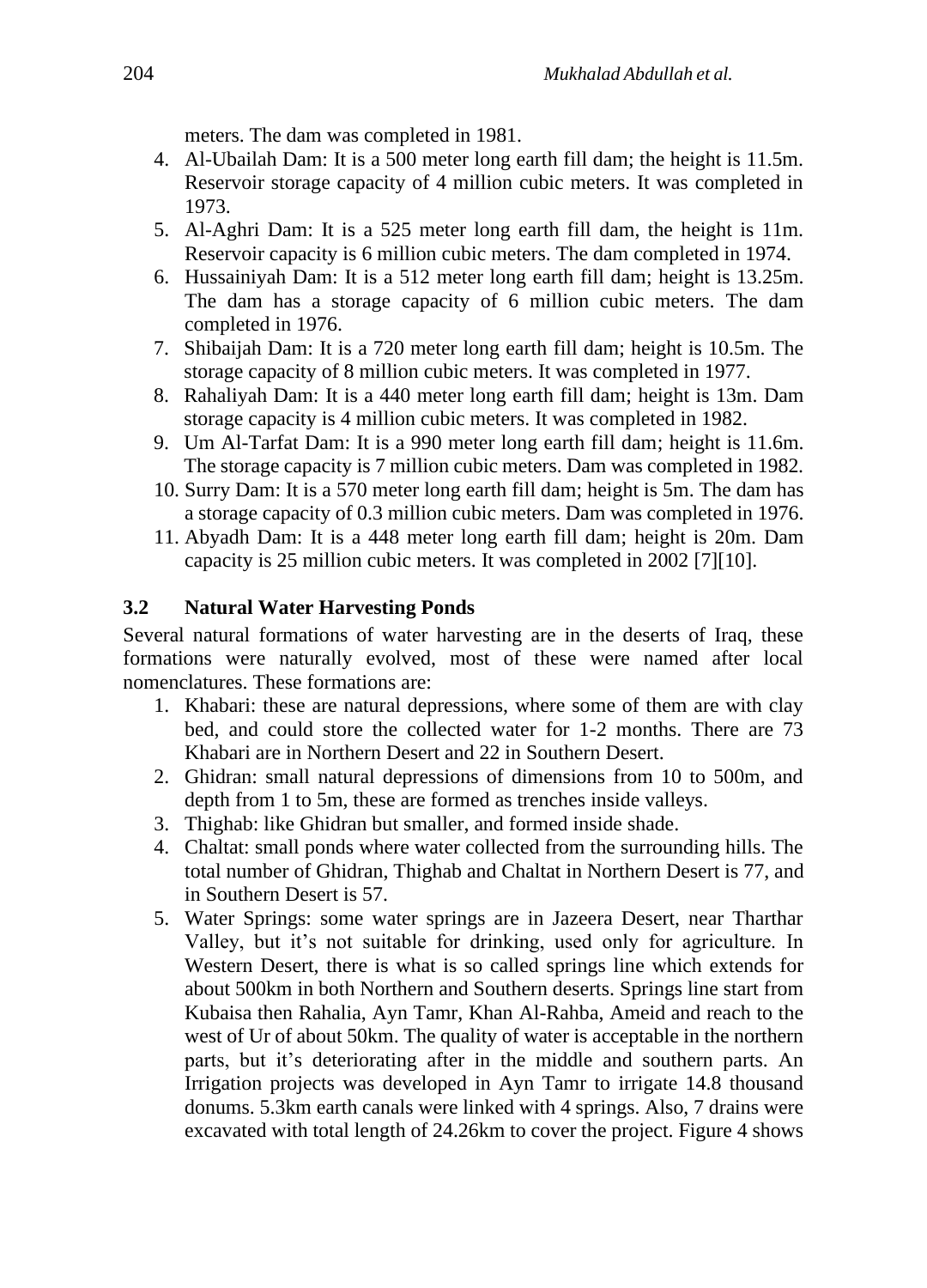meters. The dam was completed in 1981.

4. Al-Ubailah Dam: It is a 500 meter long earth fill dam; the height is 11.5m. Reservoir storage capacity of 4 million cubic meters. It was completed in 1973.
5. Al-Aghri Dam: It is a 525 meter long earth fill dam, the height is 11m. Reservoir capacity is 6 million cubic meters. The dam completed in 1974.
6. Hussainiyah Dam: It is a 512 meter long earth fill dam; height is 13.25m. The dam has a storage capacity of 6 million cubic meters. The dam completed in 1976.
7. Shibaijah Dam: It is a 720 meter long earth fill dam; height is 10.5m. The storage capacity of 8 million cubic meters. It was completed in 1977.
8. Rahaliyah Dam: It is a 440 meter long earth fill dam; height is 13m. Dam storage capacity is 4 million cubic meters. It was completed in 1982.
9. Um Al-Tarfat Dam: It is a 990 meter long earth fill dam; height is 11.6m. The storage capacity is 7 million cubic meters. Dam was completed in 1982.
10. Surry Dam: It is a 570 meter long earth fill dam; height is 5m. The dam has a storage capacity of 0.3 million cubic meters. Dam was completed in 1976.
11. Abyadh Dam: It is a 448 meter long earth fill dam; height is 20m. Dam capacity is 25 million cubic meters. It was completed in 2002 [7][10].

### 3.2 Natural Water Harvesting Ponds

Several natural formations of water harvesting are in the deserts of Iraq, these formations were naturally evolved, most of these were named after local nomenclatures. These formations are:

1. Khabari: these are natural depressions, where some of them are with clay bed, and could store the collected water for 1-2 months. There are 73 Khabari are in Northern Desert and 22 in Southern Desert.
2. Ghidran: small natural depressions of dimensions from 10 to 500m, and depth from 1 to 5m, these are formed as trenches inside valleys.
3. Thighab: like Ghidran but smaller, and formed inside shade.
4. Chaltat: small ponds where water collected from the surrounding hills. The total number of Ghidran, Thighab and Chaltat in Northern Desert is 77, and in Southern Desert is 57.
5. Water Springs: some water springs are in Jazeera Desert, near Tharthar Valley, but it's not suitable for drinking, used only for agriculture. In Western Desert, there is what is so called springs line which extends for about 500km in both Northern and Southern deserts. Springs line start from Kubaisa then Rahalia, Ayn Tamr, Khan Al-Rahba, Ameid and reach to the west of Ur of about 50km. The quality of water is acceptable in the northern parts, but it's deteriorating after in the middle and southern parts. An Irrigation projects was developed in Ayn Tamr to irrigate 14.8 thousand donums. 5.3km earth canals were linked with 4 springs. Also, 7 drains were excavated with total length of 24.26km to cover the project. Figure 4 shows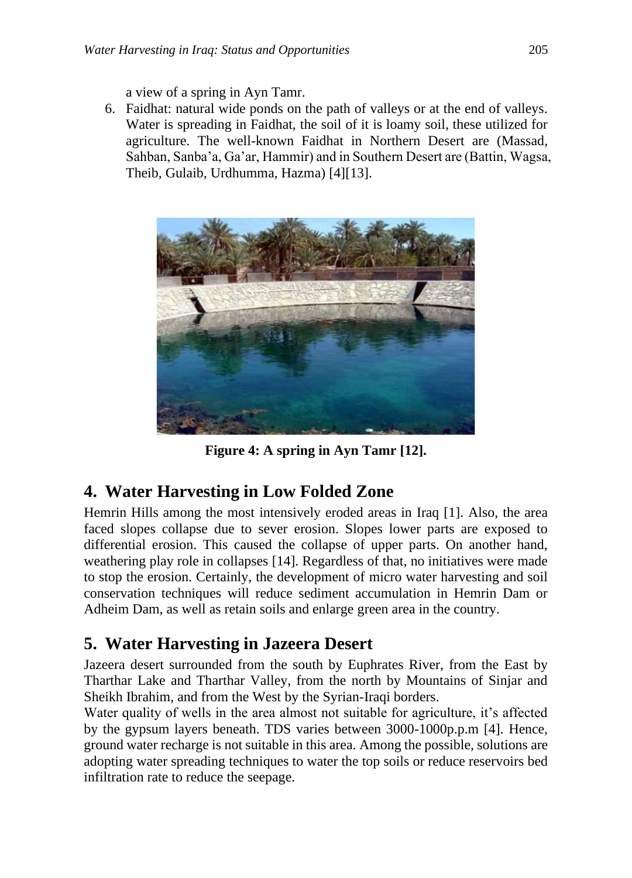a view of a spring in Ayn Tamr.

6. Faidhat: natural wide ponds on the path of valleys or at the end of valleys. Water is spreading in Faidhat, the soil of it is loamy soil, these utilized for agriculture. The well-known Faidhat in Northern Desert are (Massad, Sahban, Sanba'a, Ga'ar, Hammir) and in Southern Desert are (Battin, Wagsa, Theib, Gulaib, Urdhumma, Hazma) [4][13].

**Figure 4: A spring in Ayn Tamr [12].**

## 4. Water Harvesting in Low Folded Zone

Hemrin Hills among the most intensively eroded areas in Iraq [1]. Also, the area faced slopes collapse due to sever erosion. Slopes lower parts are exposed to differential erosion. This caused the collapse of upper parts. On another hand, weathering play role in collapses [14]. Regardless of that, no initiatives were made to stop the erosion. Certainly, the development of micro water harvesting and soil conservation techniques will reduce sediment accumulation in Hemrin Dam or Adheim Dam, as well as retain soils and enlarge green area in the country.

## 5. Water Harvesting in Jazeera Desert

Jazeera desert surrounded from the south by Euphrates River, from the East by Tharthar Lake and Tharthar Valley, from the north by Mountains of Sinjar and Sheikh Ibrahim, and from the West by the Syrian-Iraqi borders.

Water quality of wells in the area almost not suitable for agriculture, it's affected by the gypsum layers beneath. TDS varies between 3000-1000p.p.m [4]. Hence, ground water recharge is not suitable in this area. Among the possible, solutions are adopting water spreading techniques to water the top soils or reduce reservoirs bed infiltration rate to reduce the seepage.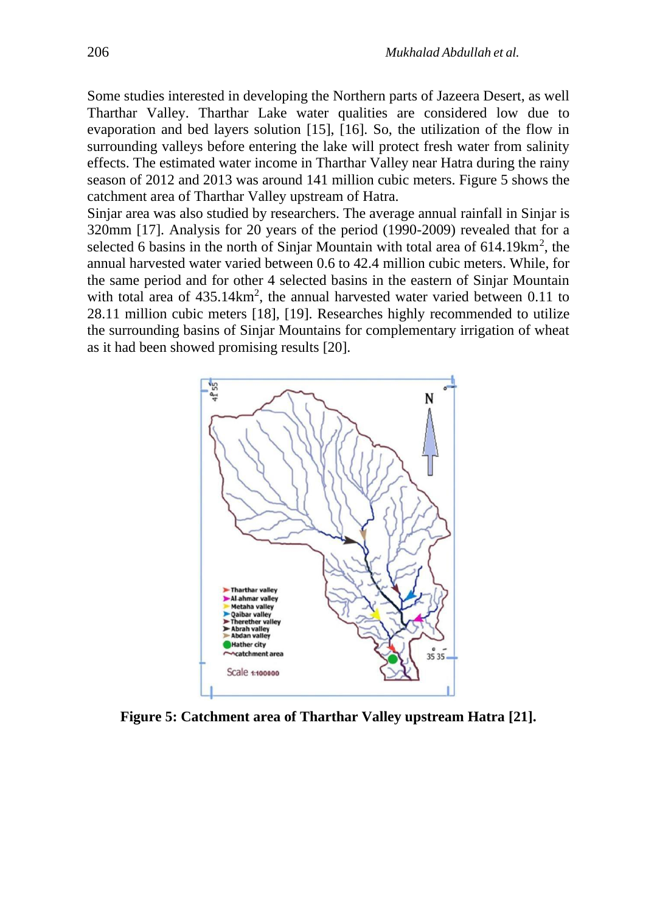Some studies interested in developing the Northern parts of Jazeera Desert, as well Tharthar Valley. Tharthar Lake water qualities are considered low due to evaporation and bed layers solution [15], [16]. So, the utilization of the flow in surrounding valleys before entering the lake will protect fresh water from salinity effects. The estimated water income in Tharthar Valley near Hatra during the rainy season of 2012 and 2013 was around 141 million cubic meters. Figure 5 shows the catchment area of Tharthar Valley upstream of Hatra.

Sinjar area was also studied by researchers. The average annual rainfall in Sinjar is 320mm [17]. Analysis for 20 years of the period (1990-2009) revealed that for a selected 6 basins in the north of Sinjar Mountain with total area of 614.19km$^2$, the annual harvested water varied between 0.6 to 42.4 million cubic meters. While, for the same period and for other 4 selected basins in the eastern of Sinjar Mountain with total area of 435.14km$^2$, the annual harvested water varied between 0.11 to 28.11 million cubic meters [18], [19]. Researches highly recommended to utilize the surrounding basins of Sinjar Mountains for complementary irrigation of wheat as it had been showed promising results [20].

**Figure 5: Catchment area of Tharthar Valley upstream Hatra [21].**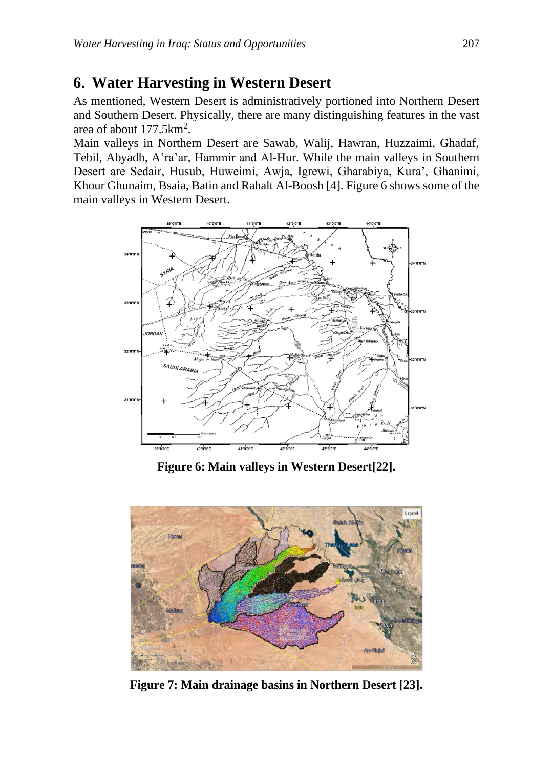## 6. Water Harvesting in Western Desert

As mentioned, Western Desert is administratively portioned into Northern Desert and Southern Desert. Physically, there are many distinguishing features in the vast area of about 177.5km$^2$.

Main valleys in Northern Desert are Sawab, Walij, Hawran, Huzzaimi, Ghadaf, Tebil, Abyadh, A'ra'ar, Hammir and Al-Hur. While the main valleys in Southern Desert are Sedair, Husub, Huweimi, Awja, Igrewi, Gharabiya, Kura', Ghanimi, Khour Ghunaim, Bsaia, Batin and Rahalt Al-Boosh [4]. Figure 6 shows some of the main valleys in Western Desert.

**Figure 6: Main valleys in Western Desert[22].**

**Figure 7: Main drainage basins in Northern Desert [23].**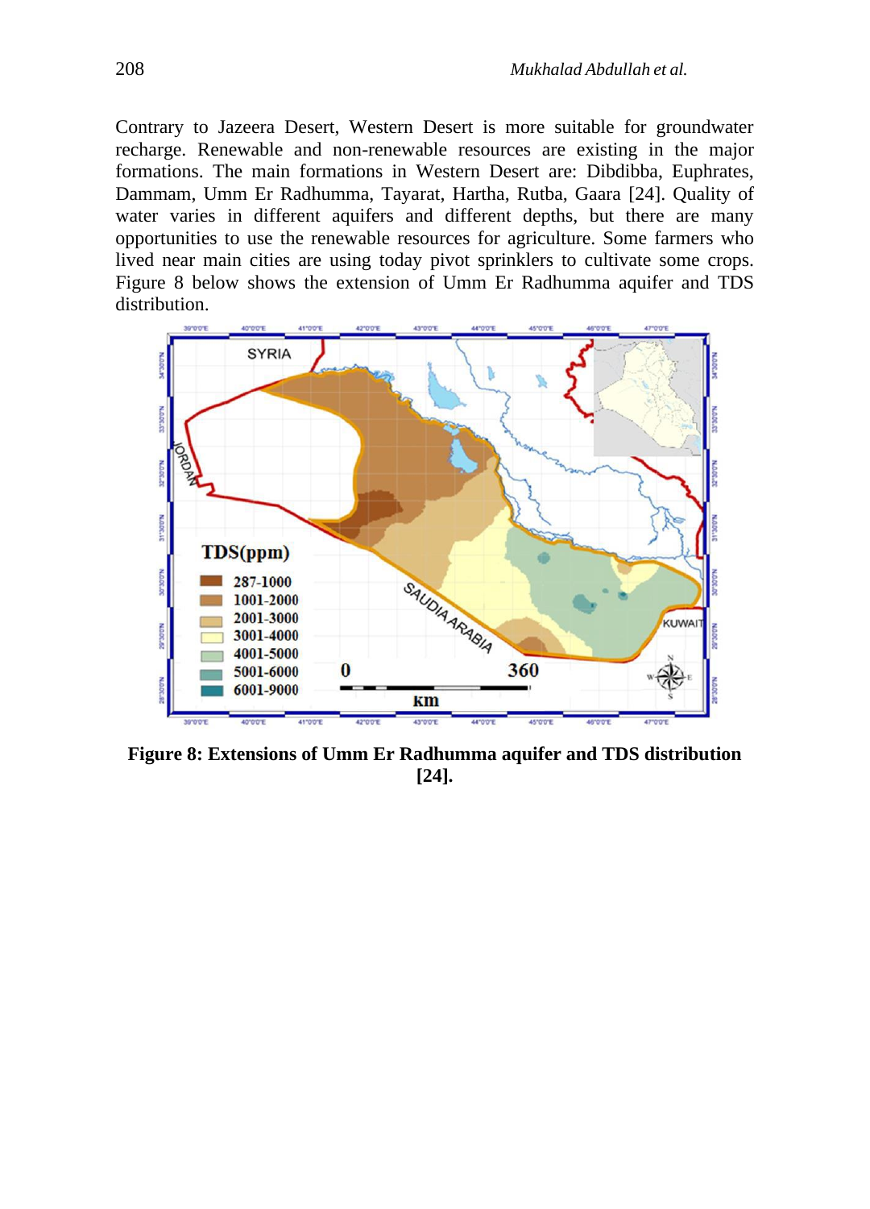Contrary to Jazeera Desert, Western Desert is more suitable for groundwater recharge. Renewable and non-renewable resources are existing in the major formations. The main formations in Western Desert are: Dibdibba, Euphrates, Dammam, Umm Er Radhumma, Tayarat, Hartha, Rutba, Gaara [24]. Quality of water varies in different aquifers and different depths, but there are many opportunities to use the renewable resources for agriculture. Some farmers who lived near main cities are using today pivot sprinklers to cultivate some crops. Figure 8 below shows the extension of Umm Er Radhumma aquifer and TDS distribution.

**Figure 8: Extensions of Umm Er Radhumma aquifer and TDS distribution [24].**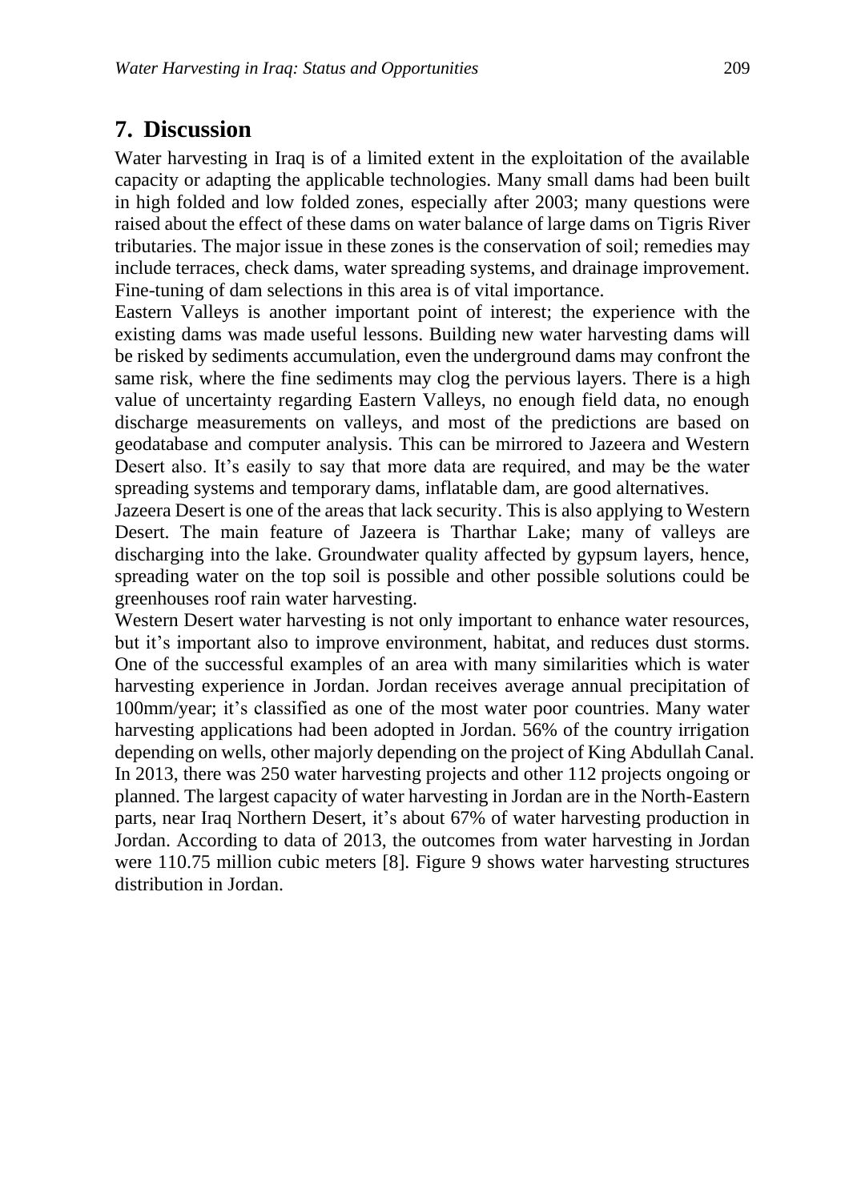## 7. Discussion

Water harvesting in Iraq is of a limited extent in the exploitation of the available capacity or adapting the applicable technologies. Many small dams had been built in high folded and low folded zones, especially after 2003; many questions were raised about the effect of these dams on water balance of large dams on Tigris River tributaries. The major issue in these zones is the conservation of soil; remedies may include terraces, check dams, water spreading systems, and drainage improvement. Fine-tuning of dam selections in this area is of vital importance.

Eastern Valleys is another important point of interest; the experience with the existing dams was made useful lessons. Building new water harvesting dams will be risked by sediments accumulation, even the underground dams may confront the same risk, where the fine sediments may clog the pervious layers. There is a high value of uncertainty regarding Eastern Valleys, no enough field data, no enough discharge measurements on valleys, and most of the predictions are based on geodatabase and computer analysis. This can be mirrored to Jazeera and Western Desert also. It's easily to say that more data are required, and may be the water spreading systems and temporary dams, inflatable dam, are good alternatives.

Jazeera Desert is one of the areas that lack security. This is also applying to Western Desert. The main feature of Jazeera is Tharthar Lake; many of valleys are discharging into the lake. Groundwater quality affected by gypsum layers, hence, spreading water on the top soil is possible and other possible solutions could be greenhouses roof rain water harvesting.

Western Desert water harvesting is not only important to enhance water resources, but it's important also to improve environment, habitat, and reduces dust storms. One of the successful examples of an area with many similarities which is water harvesting experience in Jordan. Jordan receives average annual precipitation of 100mm/year; it's classified as one of the most water poor countries. Many water harvesting applications had been adopted in Jordan. 56% of the country irrigation depending on wells, other majorly depending on the project of King Abdullah Canal. In 2013, there was 250 water harvesting projects and other 112 projects ongoing or planned. The largest capacity of water harvesting in Jordan are in the North-Eastern parts, near Iraq Northern Desert, it's about 67% of water harvesting production in Jordan. According to data of 2013, the outcomes from water harvesting in Jordan were 110.75 million cubic meters [8]. Figure 9 shows water harvesting structures distribution in Jordan.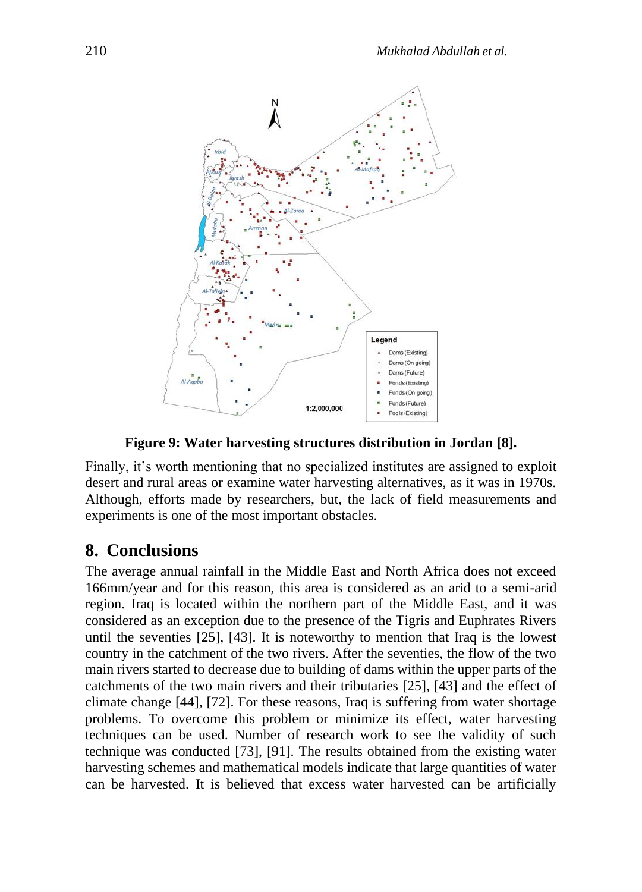**Figure 9: Water harvesting structures distribution in Jordan [8].**

Finally, it's worth mentioning that no specialized institutes are assigned to exploit desert and rural areas or examine water harvesting alternatives, as it was in 1970s. Although, efforts made by researchers, but, the lack of field measurements and experiments is one of the most important obstacles.

## 8. Conclusions

The average annual rainfall in the Middle East and North Africa does not exceed 166mm/year and for this reason, this area is considered as an arid to a semi-arid region. Iraq is located within the northern part of the Middle East, and it was considered as an exception due to the presence of the Tigris and Euphrates Rivers until the seventies [25], [43]. It is noteworthy to mention that Iraq is the lowest country in the catchment of the two rivers. After the seventies, the flow of the two main rivers started to decrease due to building of dams within the upper parts of the catchments of the two main rivers and their tributaries [25], [43] and the effect of climate change [44], [72]. For these reasons, Iraq is suffering from water shortage problems. To overcome this problem or minimize its effect, water harvesting techniques can be used. Number of research work to see the validity of such technique was conducted [73], [91]. The results obtained from the existing water harvesting schemes and mathematical models indicate that large quantities of water can be harvested. It is believed that excess water harvested can be artificially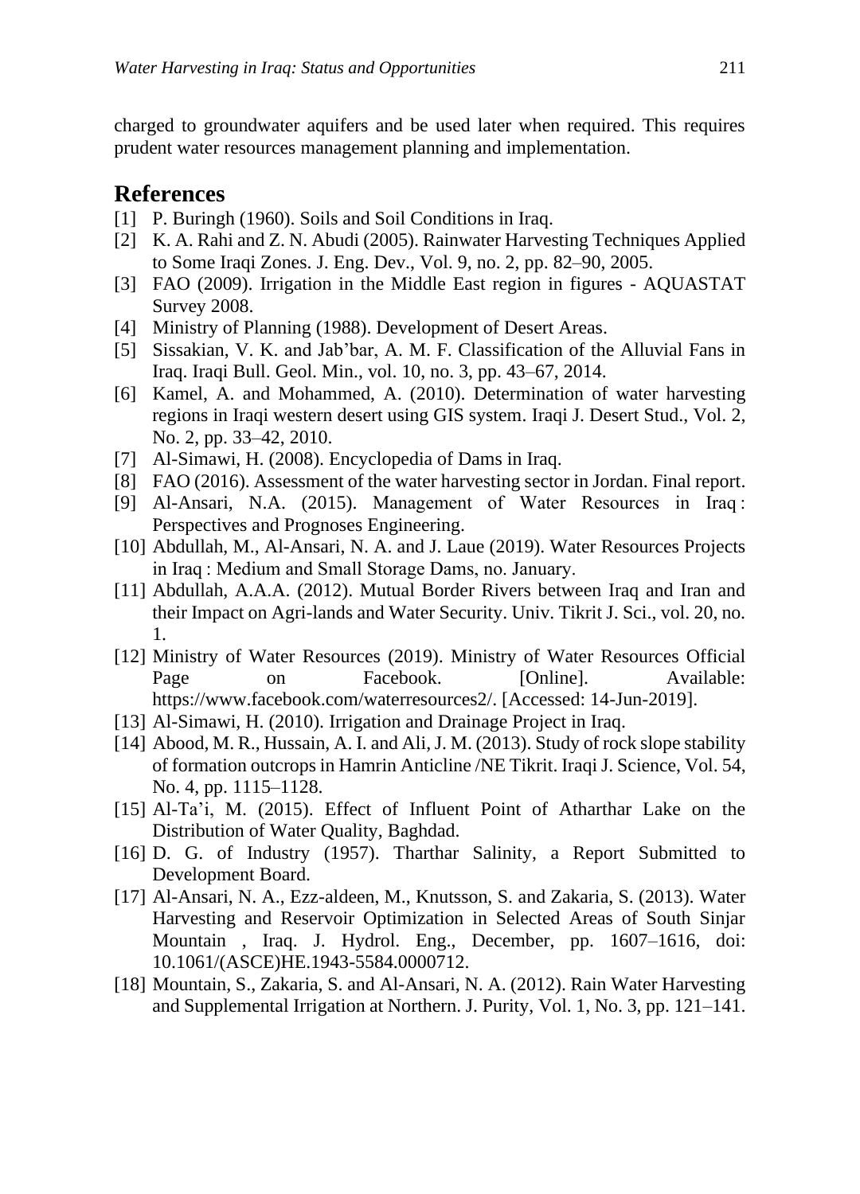charged to groundwater aquifers and be used later when required. This requires prudent water resources management planning and implementation.

## References

[1] P. Buringh (1960). Soils and Soil Conditions in Iraq.

[2] K. A. Rahi and Z. N. Abudi (2005). Rainwater Harvesting Techniques Applied to Some Iraqi Zones. J. Eng. Dev., Vol. 9, no. 2, pp. 82–90, 2005.

[3] FAO (2009). Irrigation in the Middle East region in figures - AQUASTAT Survey 2008.

[4] Ministry of Planning (1988). Development of Desert Areas.

[5] Sissakian, V. K. and Jab'bar, A. M. F. Classification of the Alluvial Fans in Iraq. Iraqi Bull. Geol. Min., vol. 10, no. 3, pp. 43–67, 2014.

[6] Kamel, A. and Mohammed, A. (2010). Determination of water harvesting regions in Iraqi western desert using GIS system. Iraqi J. Desert Stud., Vol. 2, No. 2, pp. 33–42, 2010.

[7] Al-Simawi, H. (2008). Encyclopedia of Dams in Iraq.

[8] FAO (2016). Assessment of the water harvesting sector in Jordan. Final report.

[9] Al-Ansari, N.A. (2015). Management of Water Resources in Iraq : Perspectives and Prognoses Engineering.

[10] Abdullah, M., Al-Ansari, N. A. and J. Laue (2019). Water Resources Projects in Iraq : Medium and Small Storage Dams, no. January.

[11] Abdullah, A.A.A. (2012). Mutual Border Rivers between Iraq and Iran and their Impact on Agri-lands and Water Security. Univ. Tikrit J. Sci., vol. 20, no. 1.

[12] Ministry of Water Resources (2019). Ministry of Water Resources Official Page on Facebook. [Online]. Available: https://www.facebook.com/waterresources2/. [Accessed: 14-Jun-2019].

[13] Al-Simawi, H. (2010). Irrigation and Drainage Project in Iraq.

[14] Abood, M. R., Hussain, A. I. and Ali, J. M. (2013). Study of rock slope stability of formation outcrops in Hamrin Anticline /NE Tikrit. Iraqi J. Science, Vol. 54, No. 4, pp. 1115–1128.

[15] Al-Ta'i, M. (2015). Effect of Influent Point of Atharthar Lake on the Distribution of Water Quality, Baghdad.

[16] D. G. of Industry (1957). Tharthar Salinity, a Report Submitted to Development Board.

[17] Al-Ansari, N. A., Ezz-aldeen, M., Knutsson, S. and Zakaria, S. (2013). Water Harvesting and Reservoir Optimization in Selected Areas of South Sinjar Mountain , Iraq. J. Hydrol. Eng., December, pp. 1607–1616, doi: 10.1061/(ASCE)HE.1943-5584.0000712.

[18] Mountain, S., Zakaria, S. and Al-Ansari, N. A. (2012). Rain Water Harvesting and Supplemental Irrigation at Northern. J. Purity, Vol. 1, No. 3, pp. 121–141.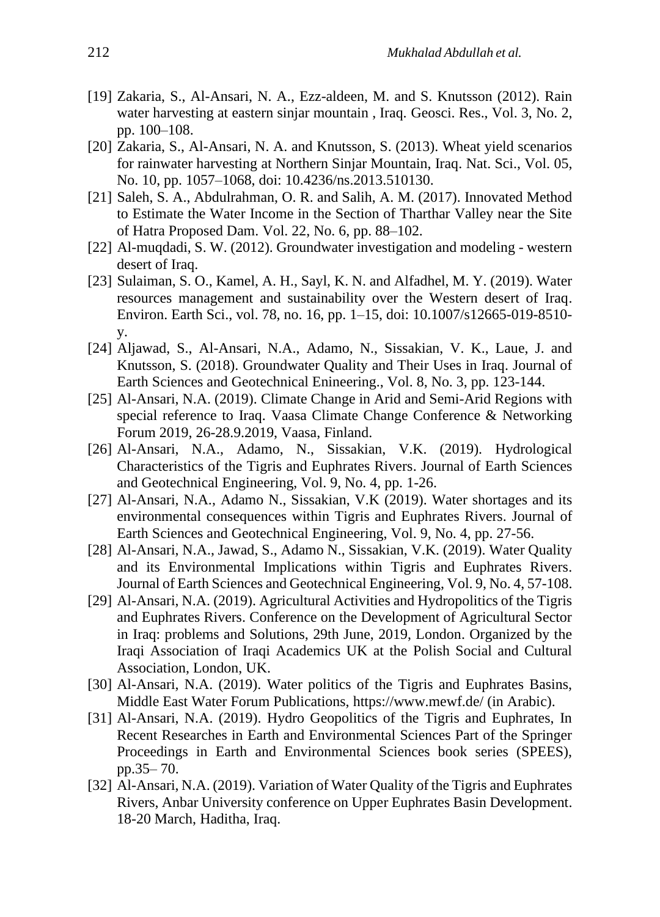[19] Zakaria, S., Al-Ansari, N. A., Ezz-aldeen, M. and S. Knutsson (2012). Rain water harvesting at eastern sinjar mountain , Iraq. Geosci. Res., Vol. 3, No. 2, pp. 100–108.

[20] Zakaria, S., Al-Ansari, N. A. and Knutsson, S. (2013). Wheat yield scenarios for rainwater harvesting at Northern Sinjar Mountain, Iraq. Nat. Sci., Vol. 05, No. 10, pp. 1057–1068, doi: 10.4236/ns.2013.510130.

[21] Saleh, S. A., Abdulrahman, O. R. and Salih, A. M. (2017). Innovated Method to Estimate the Water Income in the Section of Tharthar Valley near the Site of Hatra Proposed Dam. Vol. 22, No. 6, pp. 88–102.

[22] Al-muqdadi, S. W. (2012). Groundwater investigation and modeling - western desert of Iraq.

[23] Sulaiman, S. O., Kamel, A. H., Sayl, K. N. and Alfadhel, M. Y. (2019). Water resources management and sustainability over the Western desert of Iraq. Environ. Earth Sci., vol. 78, no. 16, pp. 1–15, doi: 10.1007/s12665-019-8510-y.

[24] Aljawad, S., Al-Ansari, N.A., Adamo, N., Sissakian, V. K., Laue, J. and Knutsson, S. (2018). Groundwater Quality and Their Uses in Iraq. Journal of Earth Sciences and Geotechnical Enineering., Vol. 8, No. 3, pp. 123-144.

[25] Al-Ansari, N.A. (2019). Climate Change in Arid and Semi-Arid Regions with special reference to Iraq. Vaasa Climate Change Conference & Networking Forum 2019, 26-28.9.2019, Vaasa, Finland.

[26] Al-Ansari, N.A., Adamo, N., Sissakian, V.K. (2019). Hydrological Characteristics of the Tigris and Euphrates Rivers. Journal of Earth Sciences and Geotechnical Engineering, Vol. 9, No. 4, pp. 1-26.

[27] Al-Ansari, N.A., Adamo N., Sissakian, V.K (2019). Water shortages and its environmental consequences within Tigris and Euphrates Rivers. Journal of Earth Sciences and Geotechnical Engineering, Vol. 9, No. 4, pp. 27-56.

[28] Al-Ansari, N.A., Jawad, S., Adamo N., Sissakian, V.K. (2019). Water Quality and its Environmental Implications within Tigris and Euphrates Rivers. Journal of Earth Sciences and Geotechnical Engineering, Vol. 9, No. 4, 57-108.

[29] Al-Ansari, N.A. (2019). Agricultural Activities and Hydropolitics of the Tigris and Euphrates Rivers. Conference on the Development of Agricultural Sector in Iraq: problems and Solutions, 29th June, 2019, London. Organized by the Iraqi Association of Iraqi Academics UK at the Polish Social and Cultural Association, London, UK.

[30] Al-Ansari, N.A. (2019). Water politics of the Tigris and Euphrates Basins, Middle East Water Forum Publications, https://www.mewf.de/ (in Arabic).

[31] Al-Ansari, N.A. (2019). Hydro Geopolitics of the Tigris and Euphrates, In Recent Researches in Earth and Environmental Sciences Part of the Springer Proceedings in Earth and Environmental Sciences book series (SPEES), pp.35– 70.

[32] Al-Ansari, N.A. (2019). Variation of Water Quality of the Tigris and Euphrates Rivers, Anbar University conference on Upper Euphrates Basin Development. 18-20 March, Haditha, Iraq.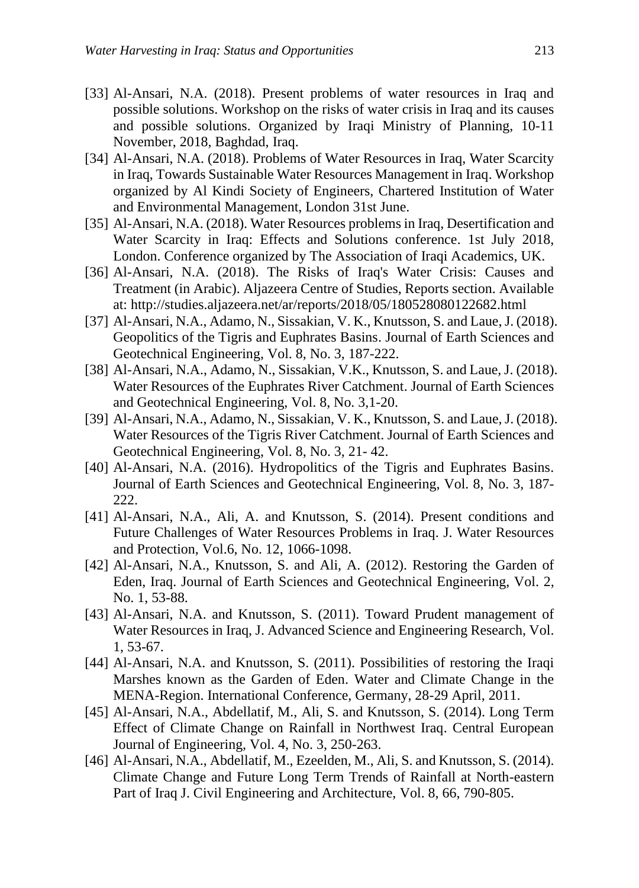[33] Al-Ansari, N.A. (2018). Present problems of water resources in Iraq and possible solutions. Workshop on the risks of water crisis in Iraq and its causes and possible solutions. Organized by Iraqi Ministry of Planning, 10-11 November, 2018, Baghdad, Iraq.

[34] Al-Ansari, N.A. (2018). Problems of Water Resources in Iraq, Water Scarcity in Iraq, Towards Sustainable Water Resources Management in Iraq. Workshop organized by Al Kindi Society of Engineers, Chartered Institution of Water and Environmental Management, London 31st June.

[35] Al-Ansari, N.A. (2018). Water Resources problems in Iraq, Desertification and Water Scarcity in Iraq: Effects and Solutions conference. 1st July 2018, London. Conference organized by The Association of Iraqi Academics, UK.

[36] Al-Ansari, N.A. (2018). The Risks of Iraq's Water Crisis: Causes and Treatment (in Arabic). Aljazeera Centre of Studies, Reports section. Available at: http://studies.aljazeera.net/ar/reports/2018/05/180528080122682.html

[37] Al-Ansari, N.A., Adamo, N., Sissakian, V. K., Knutsson, S. and Laue, J. (2018). Geopolitics of the Tigris and Euphrates Basins. Journal of Earth Sciences and Geotechnical Engineering, Vol. 8, No. 3, 187-222.

[38] Al-Ansari, N.A., Adamo, N., Sissakian, V.K., Knutsson, S. and Laue, J. (2018). Water Resources of the Euphrates River Catchment. Journal of Earth Sciences and Geotechnical Engineering, Vol. 8, No. 3,1-20.

[39] Al-Ansari, N.A., Adamo, N., Sissakian, V. K., Knutsson, S. and Laue, J. (2018). Water Resources of the Tigris River Catchment. Journal of Earth Sciences and Geotechnical Engineering, Vol. 8, No. 3, 21- 42.

[40] Al-Ansari, N.A. (2016). Hydropolitics of the Tigris and Euphrates Basins. Journal of Earth Sciences and Geotechnical Engineering, Vol. 8, No. 3, 187-222.

[41] Al-Ansari, N.A., Ali, A. and Knutsson, S. (2014). Present conditions and Future Challenges of Water Resources Problems in Iraq. J. Water Resources and Protection, Vol.6, No. 12, 1066-1098.

[42] Al-Ansari, N.A., Knutsson, S. and Ali, A. (2012). Restoring the Garden of Eden, Iraq. Journal of Earth Sciences and Geotechnical Engineering, Vol. 2, No. 1, 53-88.

[43] Al-Ansari, N.A. and Knutsson, S. (2011). Toward Prudent management of Water Resources in Iraq, J. Advanced Science and Engineering Research, Vol. 1, 53-67.

[44] Al-Ansari, N.A. and Knutsson, S. (2011). Possibilities of restoring the Iraqi Marshes known as the Garden of Eden. Water and Climate Change in the MENA-Region. International Conference, Germany, 28-29 April, 2011.

[45] Al-Ansari, N.A., Abdellatif, M., Ali, S. and Knutsson, S. (2014). Long Term Effect of Climate Change on Rainfall in Northwest Iraq. Central European Journal of Engineering, Vol. 4, No. 3, 250-263.

[46] Al-Ansari, N.A., Abdellatif, M., Ezeelden, M., Ali, S. and Knutsson, S. (2014). Climate Change and Future Long Term Trends of Rainfall at North-eastern Part of Iraq J. Civil Engineering and Architecture, Vol. 8, 66, 790-805.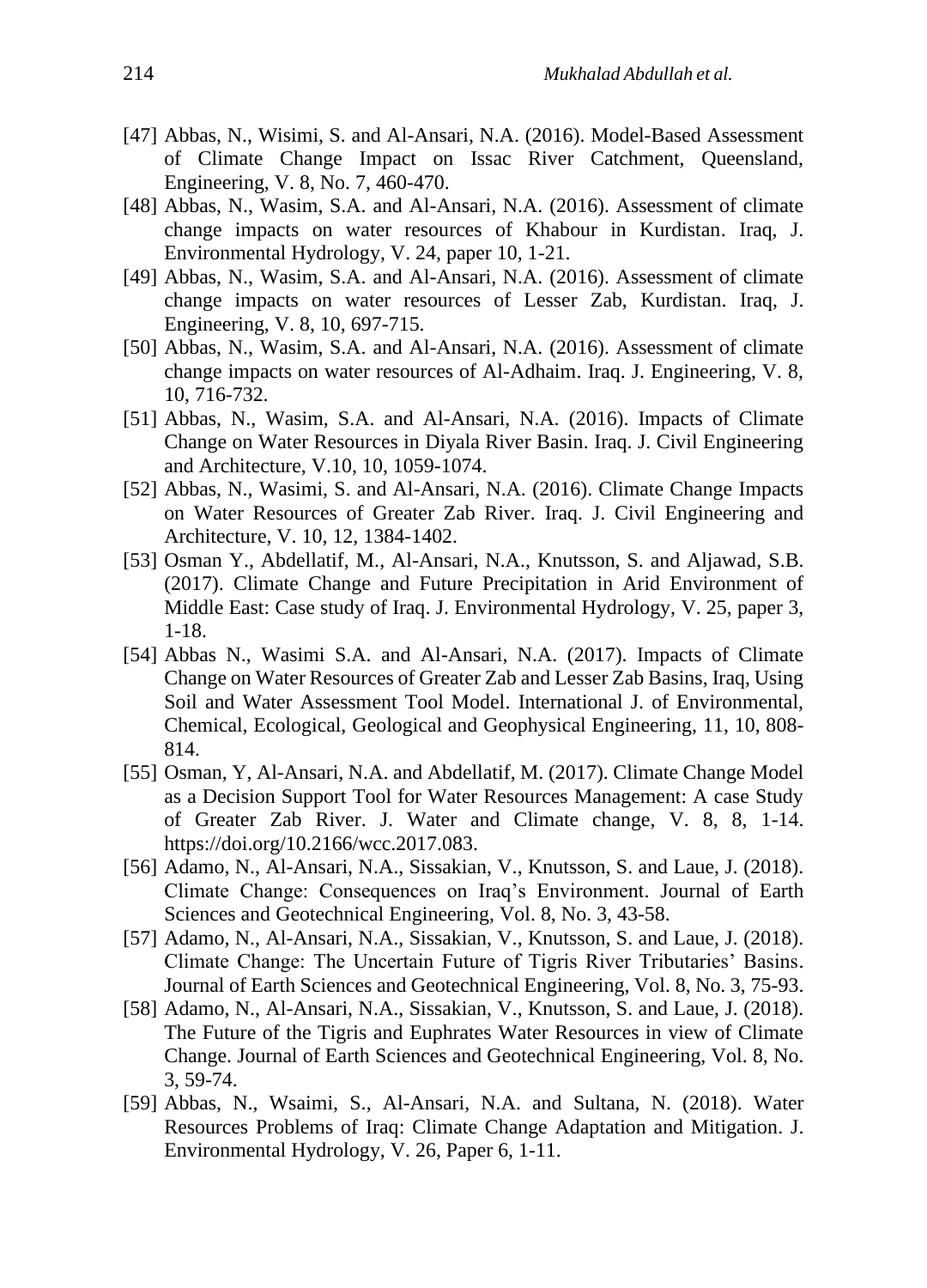[47] Abbas, N., Wisimi, S. and Al-Ansari, N.A. (2016). Model-Based Assessment of Climate Change Impact on Issac River Catchment, Queensland, Engineering, V. 8, No. 7, 460-470.

[48] Abbas, N., Wasim, S.A. and Al-Ansari, N.A. (2016). Assessment of climate change impacts on water resources of Khabour in Kurdistan. Iraq, J. Environmental Hydrology, V. 24, paper 10, 1-21.

[49] Abbas, N., Wasim, S.A. and Al-Ansari, N.A. (2016). Assessment of climate change impacts on water resources of Lesser Zab, Kurdistan. Iraq, J. Engineering, V. 8, 10, 697-715.

[50] Abbas, N., Wasim, S.A. and Al-Ansari, N.A. (2016). Assessment of climate change impacts on water resources of Al-Adhaim. Iraq. J. Engineering, V. 8, 10, 716-732.

[51] Abbas, N., Wasim, S.A. and Al-Ansari, N.A. (2016). Impacts of Climate Change on Water Resources in Diyala River Basin. Iraq. J. Civil Engineering and Architecture, V.10, 10, 1059-1074.

[52] Abbas, N., Wasimi, S. and Al-Ansari, N.A. (2016). Climate Change Impacts on Water Resources of Greater Zab River. Iraq. J. Civil Engineering and Architecture, V. 10, 12, 1384-1402.

[53] Osman Y., Abdellatif, M., Al-Ansari, N.A., Knutsson, S. and Aljawad, S.B. (2017). Climate Change and Future Precipitation in Arid Environment of Middle East: Case study of Iraq. J. Environmental Hydrology, V. 25, paper 3, 1-18.

[54] Abbas N., Wasimi S.A. and Al-Ansari, N.A. (2017). Impacts of Climate Change on Water Resources of Greater Zab and Lesser Zab Basins, Iraq, Using Soil and Water Assessment Tool Model. International J. of Environmental, Chemical, Ecological, Geological and Geophysical Engineering, 11, 10, 808-814.

[55] Osman, Y, Al-Ansari, N.A. and Abdellatif, M. (2017). Climate Change Model as a Decision Support Tool for Water Resources Management: A case Study of Greater Zab River. J. Water and Climate change, V. 8, 8, 1-14. https://doi.org/10.2166/wcc.2017.083.

[56] Adamo, N., Al-Ansari, N.A., Sissakian, V., Knutsson, S. and Laue, J. (2018). Climate Change: Consequences on Iraq's Environment. Journal of Earth Sciences and Geotechnical Engineering, Vol. 8, No. 3, 43-58.

[57] Adamo, N., Al-Ansari, N.A., Sissakian, V., Knutsson, S. and Laue, J. (2018). Climate Change: The Uncertain Future of Tigris River Tributaries' Basins. Journal of Earth Sciences and Geotechnical Engineering, Vol. 8, No. 3, 75-93.

[58] Adamo, N., Al-Ansari, N.A., Sissakian, V., Knutsson, S. and Laue, J. (2018). The Future of the Tigris and Euphrates Water Resources in view of Climate Change. Journal of Earth Sciences and Geotechnical Engineering, Vol. 8, No. 3, 59-74.

[59] Abbas, N., Wsaimi, S., Al-Ansari, N.A. and Sultana, N. (2018). Water Resources Problems of Iraq: Climate Change Adaptation and Mitigation. J. Environmental Hydrology, V. 26, Paper 6, 1-11.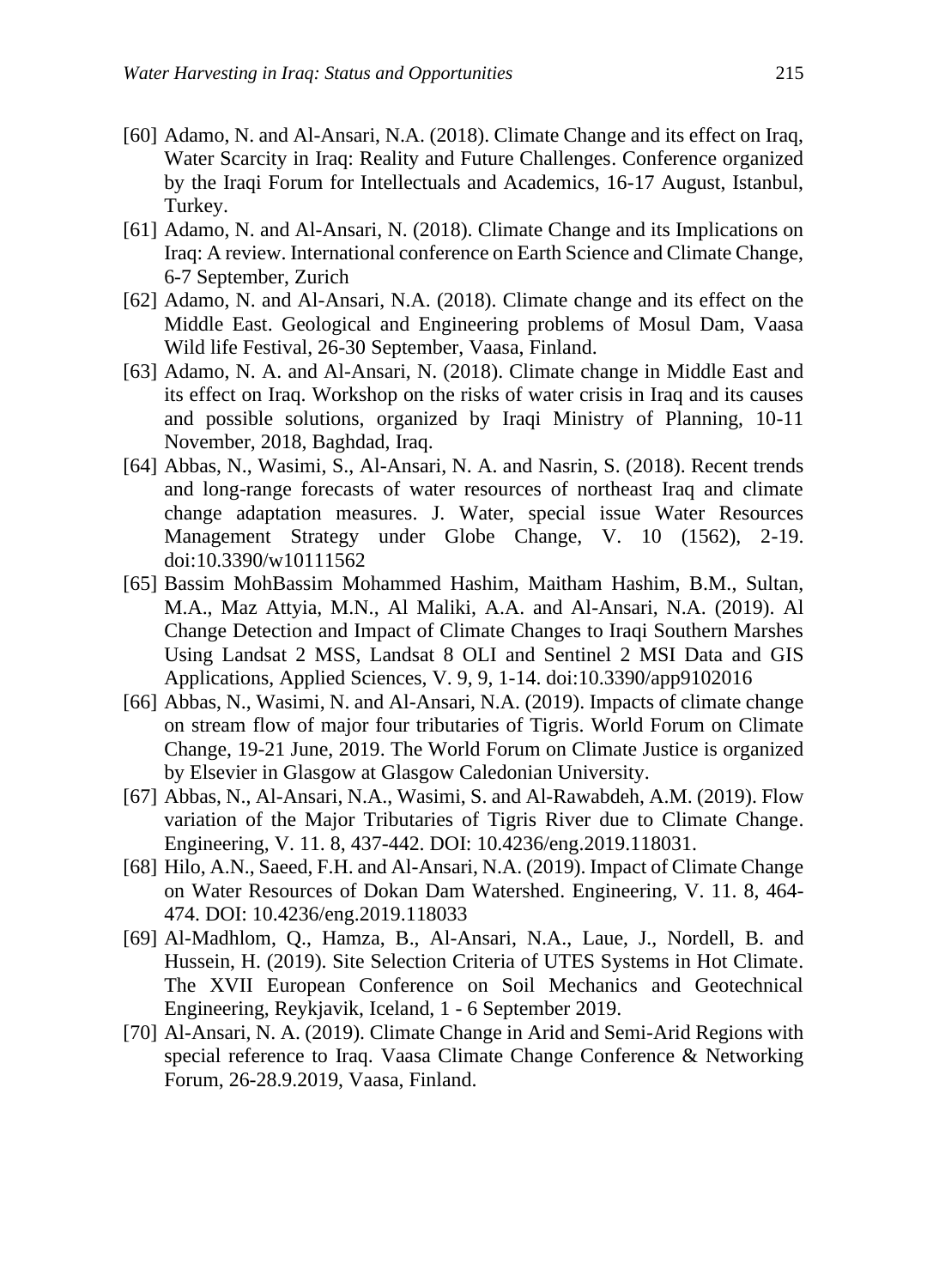[60] Adamo, N. and Al-Ansari, N.A. (2018). Climate Change and its effect on Iraq, Water Scarcity in Iraq: Reality and Future Challenges. Conference organized by the Iraqi Forum for Intellectuals and Academics, 16-17 August, Istanbul, Turkey.

[61] Adamo, N. and Al-Ansari, N. (2018). Climate Change and its Implications on Iraq: A review. International conference on Earth Science and Climate Change, 6-7 September, Zurich

[62] Adamo, N. and Al-Ansari, N.A. (2018). Climate change and its effect on the Middle East. Geological and Engineering problems of Mosul Dam, Vaasa Wild life Festival, 26-30 September, Vaasa, Finland.

[63] Adamo, N. A. and Al-Ansari, N. (2018). Climate change in Middle East and its effect on Iraq. Workshop on the risks of water crisis in Iraq and its causes and possible solutions, organized by Iraqi Ministry of Planning, 10-11 November, 2018, Baghdad, Iraq.

[64] Abbas, N., Wasimi, S., Al-Ansari, N. A. and Nasrin, S. (2018). Recent trends and long-range forecasts of water resources of northeast Iraq and climate change adaptation measures. J. Water, special issue Water Resources Management Strategy under Globe Change, V. 10 (1562), 2-19. doi:10.3390/w10111562

[65] Bassim MohBassim Mohammed Hashim, Maitham Hashim, B.M., Sultan, M.A., Maz Attyia, M.N., Al Maliki, A.A. and Al-Ansari, N.A. (2019). Al Change Detection and Impact of Climate Changes to Iraqi Southern Marshes Using Landsat 2 MSS, Landsat 8 OLI and Sentinel 2 MSI Data and GIS Applications, Applied Sciences, V. 9, 9, 1-14. doi:10.3390/app9102016

[66] Abbas, N., Wasimi, N. and Al-Ansari, N.A. (2019). Impacts of climate change on stream flow of major four tributaries of Tigris. World Forum on Climate Change, 19-21 June, 2019. The World Forum on Climate Justice is organized by Elsevier in Glasgow at Glasgow Caledonian University.

[67] Abbas, N., Al-Ansari, N.A., Wasimi, S. and Al-Rawabdeh, A.M. (2019). Flow variation of the Major Tributaries of Tigris River due to Climate Change. Engineering, V. 11. 8, 437-442. DOI: 10.4236/eng.2019.118031.

[68] Hilo, A.N., Saeed, F.H. and Al-Ansari, N.A. (2019). Impact of Climate Change on Water Resources of Dokan Dam Watershed. Engineering, V. 11. 8, 464-474. DOI: 10.4236/eng.2019.118033

[69] Al-Madhlom, Q., Hamza, B., Al-Ansari, N.A., Laue, J., Nordell, B. and Hussein, H. (2019). Site Selection Criteria of UTES Systems in Hot Climate. The XVII European Conference on Soil Mechanics and Geotechnical Engineering, Reykjavik, Iceland, 1 - 6 September 2019.

[70] Al-Ansari, N. A. (2019). Climate Change in Arid and Semi-Arid Regions with special reference to Iraq. Vaasa Climate Change Conference & Networking Forum, 26-28.9.2019, Vaasa, Finland.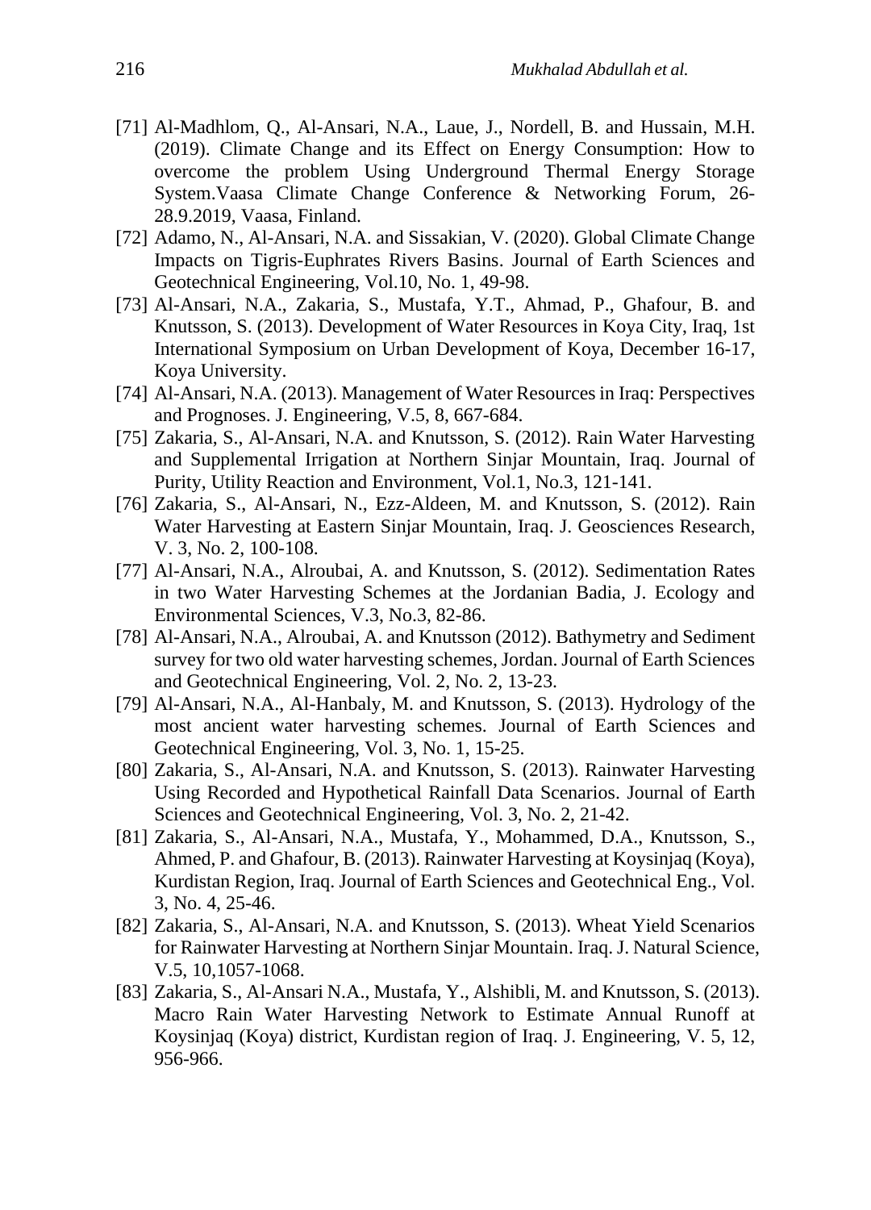[71] Al-Madhlom, Q., Al-Ansari, N.A., Laue, J., Nordell, B. and Hussain, M.H. (2019). Climate Change and its Effect on Energy Consumption: How to overcome the problem Using Underground Thermal Energy Storage System.Vaasa Climate Change Conference & Networking Forum, 26-28.9.2019, Vaasa, Finland.

[72] Adamo, N., Al-Ansari, N.A. and Sissakian, V. (2020). Global Climate Change Impacts on Tigris-Euphrates Rivers Basins. Journal of Earth Sciences and Geotechnical Engineering, Vol.10, No. 1, 49-98.

[73] Al-Ansari, N.A., Zakaria, S., Mustafa, Y.T., Ahmad, P., Ghafour, B. and Knutsson, S. (2013). Development of Water Resources in Koya City, Iraq, 1st International Symposium on Urban Development of Koya, December 16-17, Koya University.

[74] Al-Ansari, N.A. (2013). Management of Water Resources in Iraq: Perspectives and Prognoses. J. Engineering, V.5, 8, 667-684.

[75] Zakaria, S., Al-Ansari, N.A. and Knutsson, S. (2012). Rain Water Harvesting and Supplemental Irrigation at Northern Sinjar Mountain, Iraq. Journal of Purity, Utility Reaction and Environment, Vol.1, No.3, 121-141.

[76] Zakaria, S., Al-Ansari, N., Ezz-Aldeen, M. and Knutsson, S. (2012). Rain Water Harvesting at Eastern Sinjar Mountain, Iraq. J. Geosciences Research, V. 3, No. 2, 100-108.

[77] Al-Ansari, N.A., Alroubai, A. and Knutsson, S. (2012). Sedimentation Rates in two Water Harvesting Schemes at the Jordanian Badia, J. Ecology and Environmental Sciences, V.3, No.3, 82-86.

[78] Al-Ansari, N.A., Alroubai, A. and Knutsson (2012). Bathymetry and Sediment survey for two old water harvesting schemes, Jordan. Journal of Earth Sciences and Geotechnical Engineering, Vol. 2, No. 2, 13-23.

[79] Al-Ansari, N.A., Al-Hanbaly, M. and Knutsson, S. (2013). Hydrology of the most ancient water harvesting schemes. Journal of Earth Sciences and Geotechnical Engineering, Vol. 3, No. 1, 15-25.

[80] Zakaria, S., Al-Ansari, N.A. and Knutsson, S. (2013). Rainwater Harvesting Using Recorded and Hypothetical Rainfall Data Scenarios. Journal of Earth Sciences and Geotechnical Engineering, Vol. 3, No. 2, 21-42.

[81] Zakaria, S., Al-Ansari, N.A., Mustafa, Y., Mohammed, D.A., Knutsson, S., Ahmed, P. and Ghafour, B. (2013). Rainwater Harvesting at Koysinjaq (Koya), Kurdistan Region, Iraq. Journal of Earth Sciences and Geotechnical Eng., Vol. 3, No. 4, 25-46.

[82] Zakaria, S., Al-Ansari, N.A. and Knutsson, S. (2013). Wheat Yield Scenarios for Rainwater Harvesting at Northern Sinjar Mountain. Iraq. J. Natural Science, V.5, 10,1057-1068.

[83] Zakaria, S., Al-Ansari N.A., Mustafa, Y., Alshibli, M. and Knutsson, S. (2013). Macro Rain Water Harvesting Network to Estimate Annual Runoff at Koysinjaq (Koya) district, Kurdistan region of Iraq. J. Engineering, V. 5, 12, 956-966.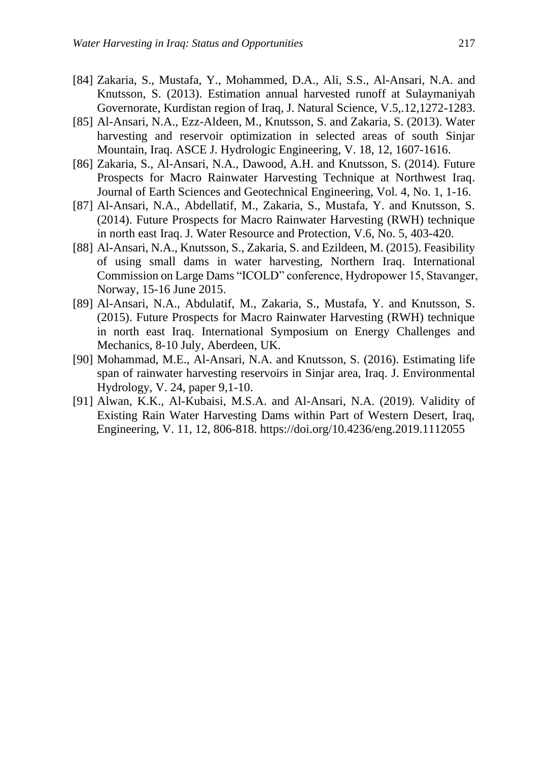[84] Zakaria, S., Mustafa, Y., Mohammed, D.A., Ali, S.S., Al-Ansari, N.A. and Knutsson, S. (2013). Estimation annual harvested runoff at Sulaymaniyah Governorate, Kurdistan region of Iraq, J. Natural Science, V.5,.12,1272-1283.

[85] Al-Ansari, N.A., Ezz-Aldeen, M., Knutsson, S. and Zakaria, S. (2013). Water harvesting and reservoir optimization in selected areas of south Sinjar Mountain, Iraq. ASCE J. Hydrologic Engineering, V. 18, 12, 1607-1616.

[86] Zakaria, S., Al-Ansari, N.A., Dawood, A.H. and Knutsson, S. (2014). Future Prospects for Macro Rainwater Harvesting Technique at Northwest Iraq. Journal of Earth Sciences and Geotechnical Engineering, Vol. 4, No. 1, 1-16.

[87] Al-Ansari, N.A., Abdellatif, M., Zakaria, S., Mustafa, Y. and Knutsson, S. (2014). Future Prospects for Macro Rainwater Harvesting (RWH) technique in north east Iraq. J. Water Resource and Protection, V.6, No. 5, 403-420.

[88] Al-Ansari, N.A., Knutsson, S., Zakaria, S. and Ezildeen, M. (2015). Feasibility of using small dams in water harvesting, Northern Iraq. International Commission on Large Dams "ICOLD" conference, Hydropower 15, Stavanger, Norway, 15-16 June 2015.

[89] Al-Ansari, N.A., Abdulatif, M., Zakaria, S., Mustafa, Y. and Knutsson, S. (2015). Future Prospects for Macro Rainwater Harvesting (RWH) technique in north east Iraq. International Symposium on Energy Challenges and Mechanics, 8-10 July, Aberdeen, UK.

[90] Mohammad, M.E., Al-Ansari, N.A. and Knutsson, S. (2016). Estimating life span of rainwater harvesting reservoirs in Sinjar area, Iraq. J. Environmental Hydrology, V. 24, paper 9,1-10.

[91] Alwan, K.K., Al-Kubaisi, M.S.A. and Al-Ansari, N.A. (2019). Validity of Existing Rain Water Harvesting Dams within Part of Western Desert, Iraq, Engineering, V. 11, 12, 806-818. https://doi.org/10.4236/eng.2019.1112055